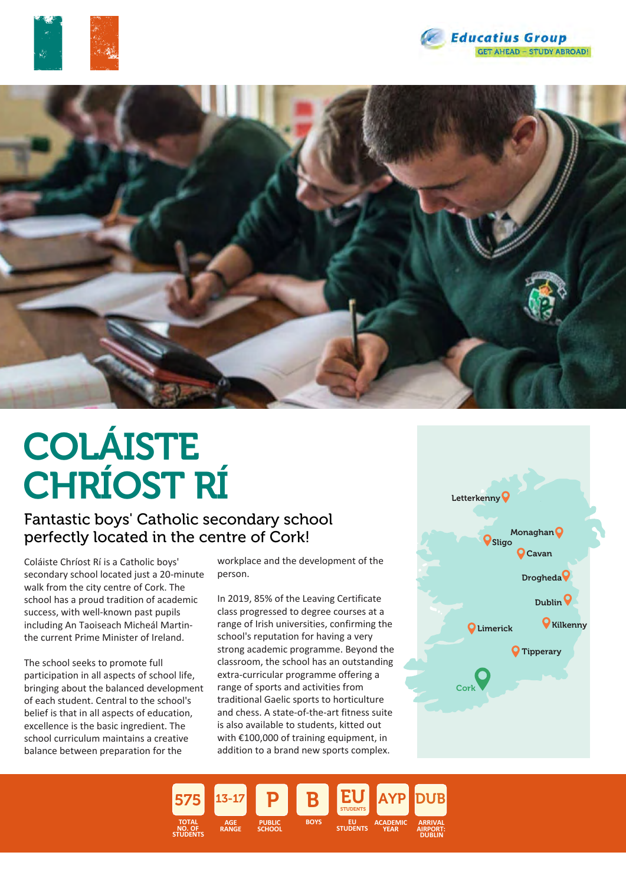Educatius Group

GET AHEAD – STUDY ABROAD!

# COLÁISTE CHRÍOST RÍ

## Fantastic boys' Catholic secondary school perfectly located in the centre of Cork!

Coláiste Chríost Rí is a Catholic boys' secondary school located just a 20-minute walk from the city centre of Cork. The school has a proud tradition of academic success, with well-known past pupils including An Taoiseach Micheál Martin- the current Prime Minister of Ireland.

The school seeks to promote full participation in all aspects of school life, bringing about the balanced development of each student. Central to the school's belief is that in all aspects of education, excellence is the basic ingredient. The school curriculum maintains a creative balance between preparation for the workplace and the development of the person.

In 2019, 85% of the Leaving Certificate class progressed to degree courses at a range of Irish universities, confirming the school's reputation for having a very strong academic programme. Beyond the classroom, the school has an outstanding extra-curricular programme offering a range of sports and activities from traditional Gaelic sports to horticulture and chess. A state-of-the-art fitness suite is also available to students, kitted out with €100,000 of training equipment, in addition to a brand new sports complex.

Letterkenny, Monaghan, Sligo, Cavan, Drogheda, Dublin, Limerick, Kilkenny, Tipperary, Cork

| 575 | 13-17 | P | B | EU STUDENTS | AYP | DUB |
|---|---|---|---|---|---|---|
| TOTAL NO. OF STUDENTS | AGE RANGE | PUBLIC SCHOOL | BOYS | EU STUDENTS | ACADEMIC YEAR | ARRIVAL AIRPORT: DUBLIN |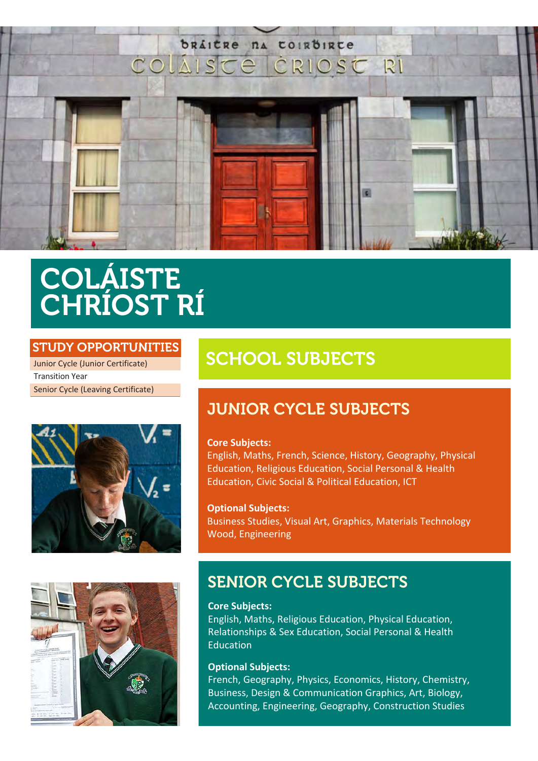# COLÁISTE CHRÍOST RÍ

## STUDY OPPORTUNITIES

- Junior Cycle (Junior Certificate)
- Transition Year
- Senior Cycle (Leaving Certificate)

## SCHOOL SUBJECTS

### JUNIOR CYCLE SUBJECTS

**Core Subjects:**
English, Maths, French, Science, History, Geography, Physical Education, Religious Education, Social Personal & Health Education, Civic Social & Political Education, ICT

**Optional Subjects:**
Business Studies, Visual Art, Graphics, Materials Technology Wood, Engineering

### SENIOR CYCLE SUBJECTS

**Core Subjects:**
English, Maths, Religious Education, Physical Education, Relationships & Sex Education, Social Personal & Health Education

**Optional Subjects:**
French, Geography, Physics, Economics, History, Chemistry, Business, Design & Communication Graphics, Art, Biology, Accounting, Engineering, Geography, Construction Studies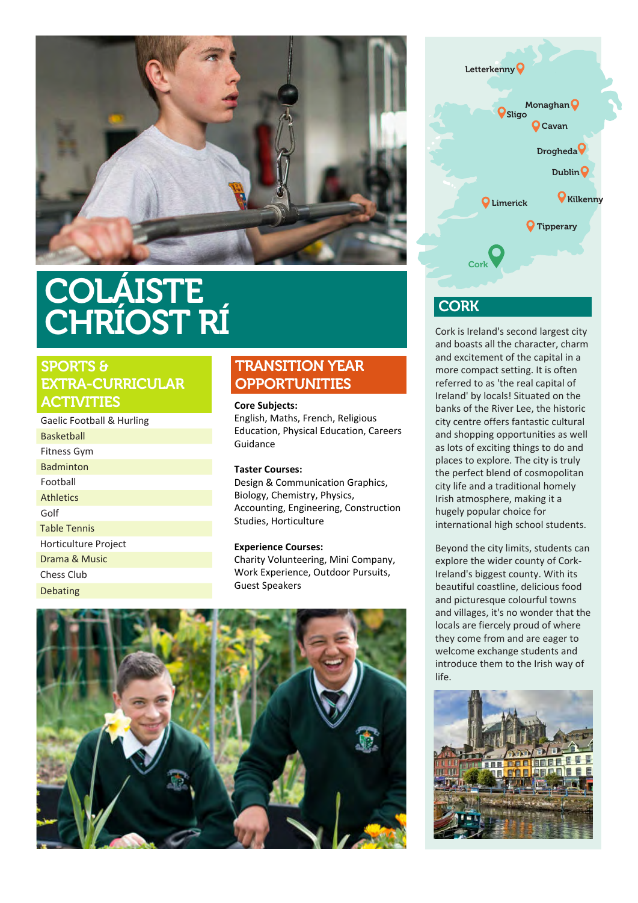# COLÁISTE CHRÍOST RÍ

## SPORTS & EXTRA-CURRICULAR ACTIVITIES

- Gaelic Football & Hurling
- Basketball
- Fitness Gym
- Badminton
- Football
- Athletics
- Golf
- Table Tennis
- Horticulture Project
- Drama & Music
- Chess Club
- Debating

## TRANSITION YEAR OPPORTUNITIES

**Core Subjects:**
English, Maths, French, Religious Education, Physical Education, Careers Guidance

**Taster Courses:**
Design & Communication Graphics, Biology, Chemistry, Physics, Accounting, Engineering, Construction Studies, Horticulture

**Experience Courses:**
Charity Volunteering, Mini Company, Work Experience, Outdoor Pursuits, Guest Speakers

Letterkenny
Monaghan
Sligo
Cavan
Drogheda
Dublin
Limerick
Kilkenny
Tipperary
Cork

## CORK

Cork is Ireland's second largest city and boasts all the character, charm and excitement of the capital in a more compact setting. It is often referred to as 'the real capital of Ireland' by locals! Situated on the banks of the River Lee, the historic city centre offers fantastic cultural and shopping opportunities as well as lots of exciting things to do and places to explore. The city is truly the perfect blend of cosmopolitan city life and a traditional homely Irish atmosphere, making it a hugely popular choice for international high school students.

Beyond the city limits, students can explore the wider county of Cork- Ireland's biggest county. With its beautiful coastline, delicious food and picturesque colourful towns and villages, it's no wonder that the locals are fiercely proud of where they come from and are eager to welcome exchange students and introduce them to the Irish way of life.